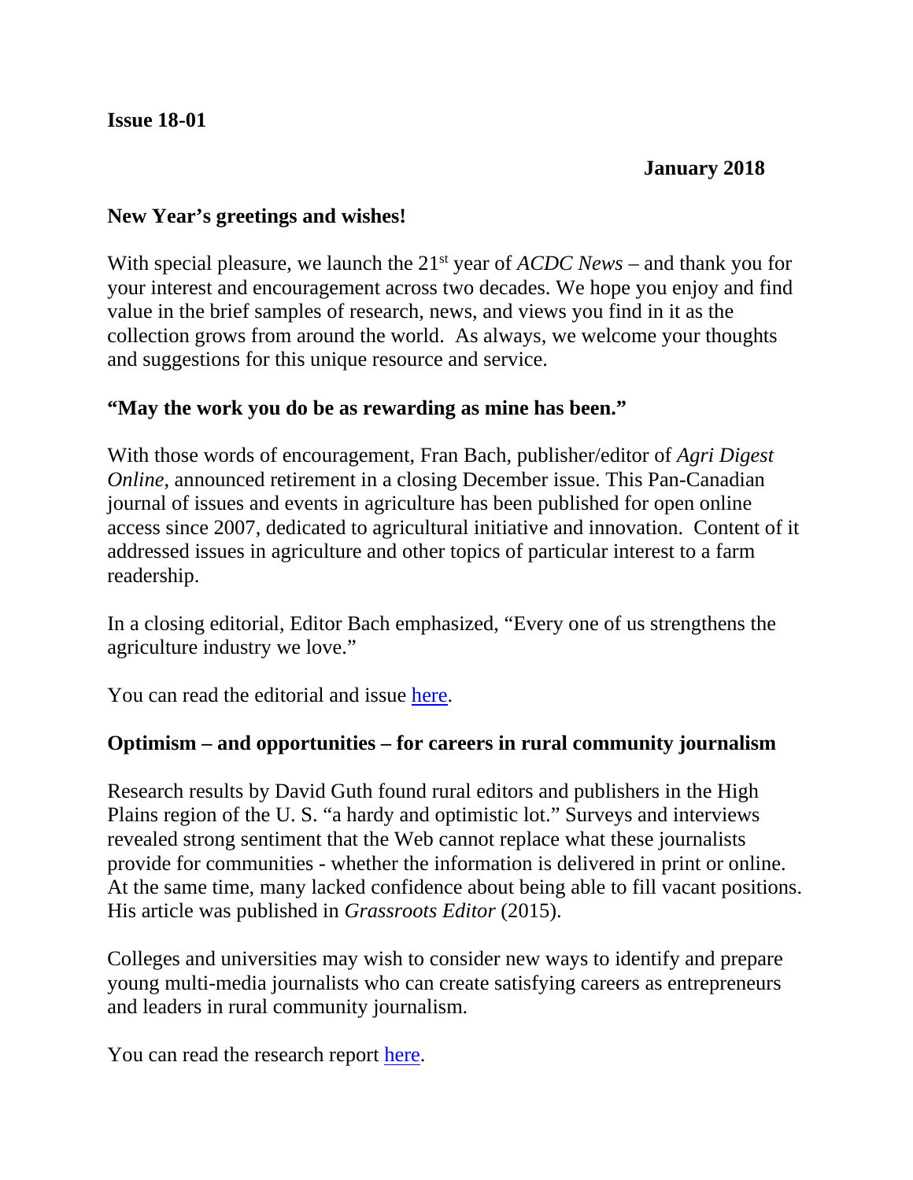**Issue 18-01**

**January 2018**

## New Year's greetings and wishes!

With special pleasure, we launch the 21st year of *ACDC News* – and thank you for your interest and encouragement across two decades. We hope you enjoy and find value in the brief samples of research, news, and views you find in it as the collection grows from around the world. As always, we welcome your thoughts and suggestions for this unique resource and service.

## "May the work you do be as rewarding as mine has been."

With those words of encouragement, Fran Bach, publisher/editor of *Agri Digest Online*, announced retirement in a closing December issue. This Pan-Canadian journal of issues and events in agriculture has been published for open online access since 2007, dedicated to agricultural initiative and innovation. Content of it addressed issues in agriculture and other topics of particular interest to a farm readership.

In a closing editorial, Editor Bach emphasized, "Every one of us strengthens the agriculture industry we love."

You can read the editorial and issue here.

## Optimism – and opportunities – for careers in rural community journalism

Research results by David Guth found rural editors and publishers in the High Plains region of the U. S. "a hardy and optimistic lot." Surveys and interviews revealed strong sentiment that the Web cannot replace what these journalists provide for communities - whether the information is delivered in print or online. At the same time, many lacked confidence about being able to fill vacant positions. His article was published in *Grassroots Editor* (2015).

Colleges and universities may wish to consider new ways to identify and prepare young multi-media journalists who can create satisfying careers as entrepreneurs and leaders in rural community journalism.

You can read the research report here.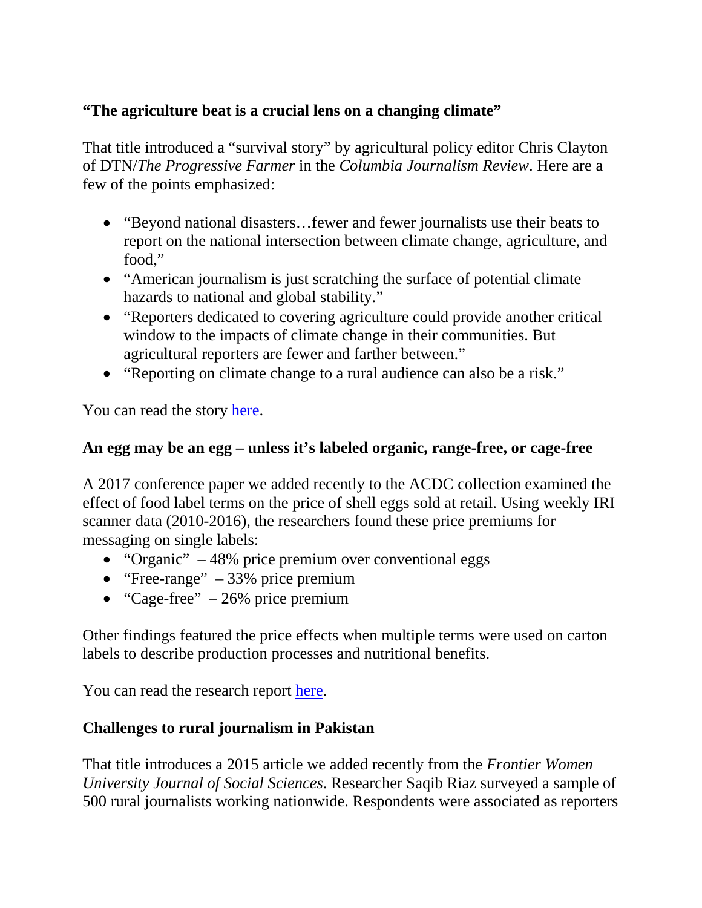**"The agriculture beat is a crucial lens on a changing climate"**

That title introduced a "survival story" by agricultural policy editor Chris Clayton of DTN/*The Progressive Farmer* in the *Columbia Journalism Review*. Here are a few of the points emphasized:

- "Beyond national disasters…fewer and fewer journalists use their beats to report on the national intersection between climate change, agriculture, and food,"
- "American journalism is just scratching the surface of potential climate hazards to national and global stability."
- "Reporters dedicated to covering agriculture could provide another critical window to the impacts of climate change in their communities. But agricultural reporters are fewer and farther between."
- "Reporting on climate change to a rural audience can also be a risk."

You can read the story here.

**An egg may be an egg – unless it's labeled organic, range-free, or cage-free**

A 2017 conference paper we added recently to the ACDC collection examined the effect of food label terms on the price of shell eggs sold at retail. Using weekly IRI scanner data (2010-2016), the researchers found these price premiums for messaging on single labels:

- "Organic" – 48% price premium over conventional eggs
- "Free-range" – 33% price premium
- "Cage-free" – 26% price premium

Other findings featured the price effects when multiple terms were used on carton labels to describe production processes and nutritional benefits.

You can read the research report here.

**Challenges to rural journalism in Pakistan**

That title introduces a 2015 article we added recently from the *Frontier Women University Journal of Social Sciences*. Researcher Saqib Riaz surveyed a sample of 500 rural journalists working nationwide. Respondents were associated as reporters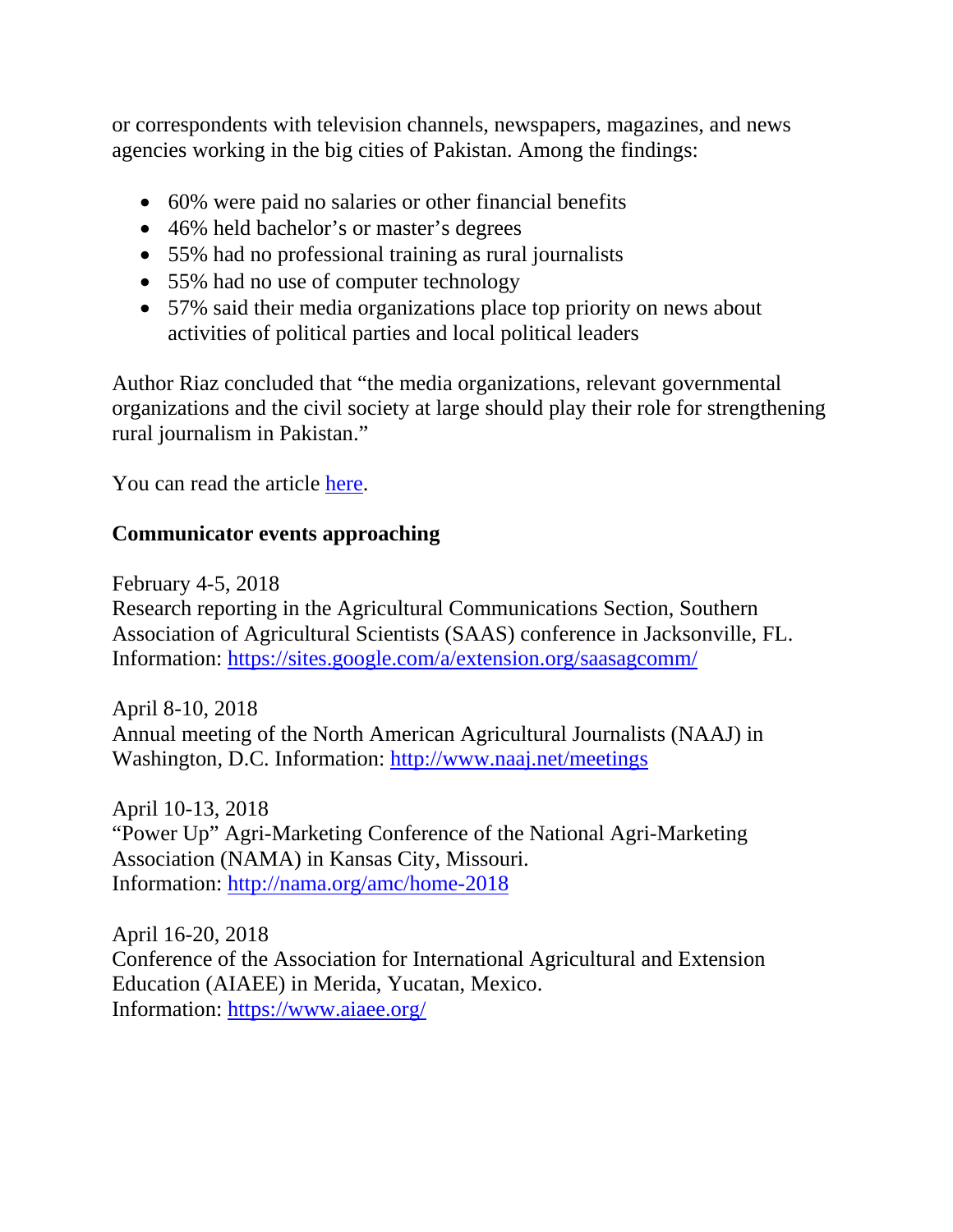or correspondents with television channels, newspapers, magazines, and news agencies working in the big cities of Pakistan. Among the findings:

- 60% were paid no salaries or other financial benefits
- 46% held bachelor's or master's degrees
- 55% had no professional training as rural journalists
- 55% had no use of computer technology
- 57% said their media organizations place top priority on news about activities of political parties and local political leaders

Author Riaz concluded that "the media organizations, relevant governmental organizations and the civil society at large should play their role for strengthening rural journalism in Pakistan."

You can read the article here.

### Communicator events approaching

February 4-5, 2018
Research reporting in the Agricultural Communications Section, Southern Association of Agricultural Scientists (SAAS) conference in Jacksonville, FL.
Information: https://sites.google.com/a/extension.org/saasagcomm/

April 8-10, 2018
Annual meeting of the North American Agricultural Journalists (NAAJ) in Washington, D.C. Information: http://www.naaj.net/meetings

April 10-13, 2018
"Power Up" Agri-Marketing Conference of the National Agri-Marketing Association (NAMA) in Kansas City, Missouri.
Information: http://nama.org/amc/home-2018

April 16-20, 2018
Conference of the Association for International Agricultural and Extension Education (AIAEE) in Merida, Yucatan, Mexico.
Information: https://www.aiaee.org/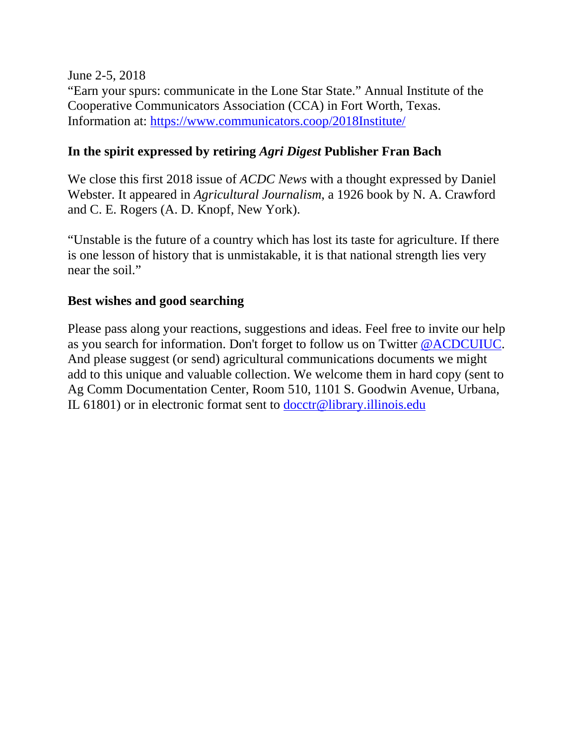June 2-5, 2018
"Earn your spurs: communicate in the Lone Star State." Annual Institute of the Cooperative Communicators Association (CCA) in Fort Worth, Texas.
Information at: https://www.communicators.coop/2018Institute/

**In the spirit expressed by retiring *Agri Digest* Publisher Fran Bach**

We close this first 2018 issue of *ACDC News* with a thought expressed by Daniel Webster. It appeared in *Agricultural Journalism*, a 1926 book by N. A. Crawford and C. E. Rogers (A. D. Knopf, New York).

"Unstable is the future of a country which has lost its taste for agriculture. If there is one lesson of history that is unmistakable, it is that national strength lies very near the soil."

**Best wishes and good searching**

Please pass along your reactions, suggestions and ideas. Feel free to invite our help as you search for information. Don't forget to follow us on Twitter @ACDCUIUC. And please suggest (or send) agricultural communications documents we might add to this unique and valuable collection. We welcome them in hard copy (sent to Ag Comm Documentation Center, Room 510, 1101 S. Goodwin Avenue, Urbana, IL 61801) or in electronic format sent to docctr@library.illinois.edu